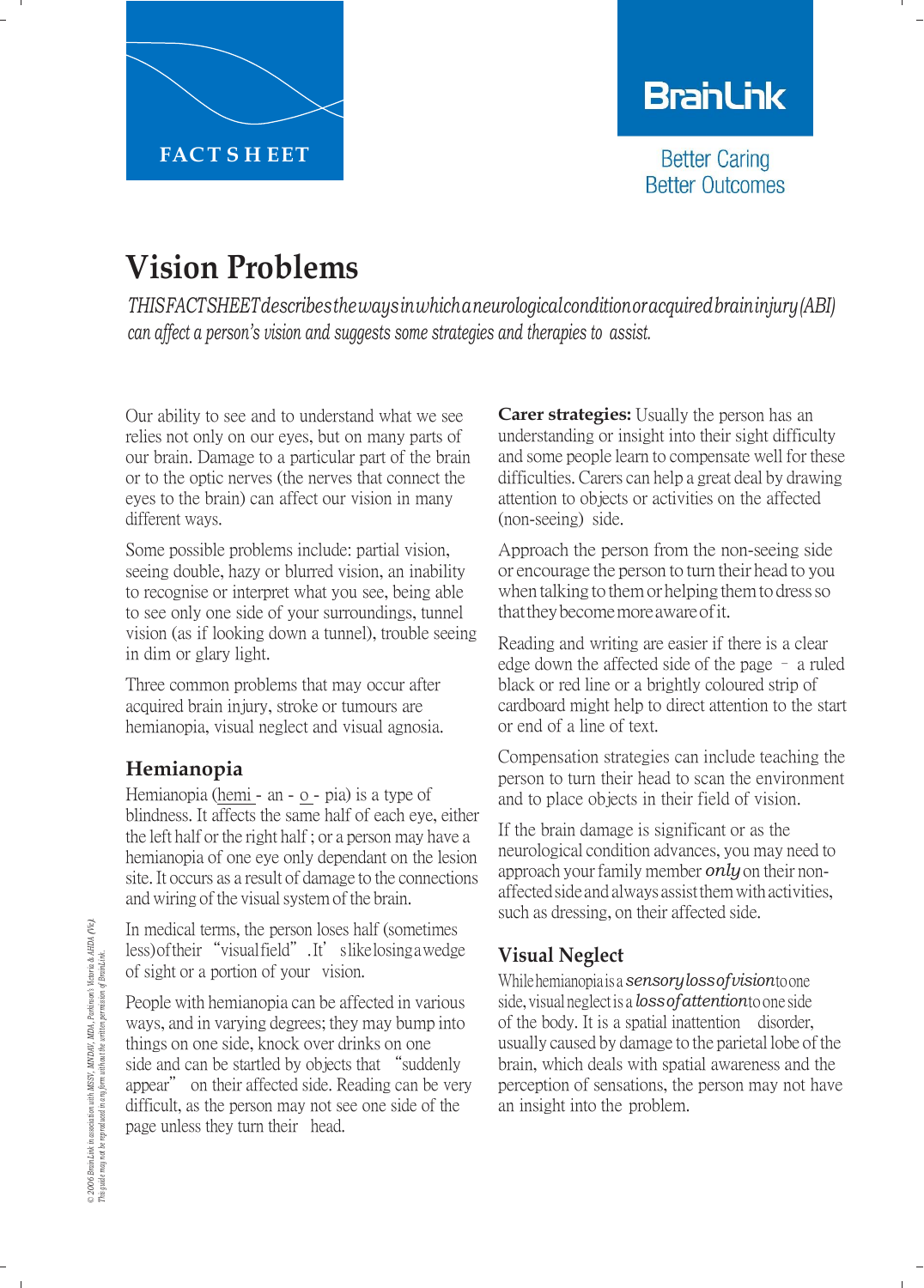FACTSHEET

BrainLink

Better Caring
Better Outcomes

# Vision Problems

*THIS FACTSHEET describes the ways in which a neurological condition or acquired brain injury (ABI) can affect a person's vision and suggests some strategies and therapies to assist.*

Our ability to see and to understand what we see relies not only on our eyes, but on many parts of our brain. Damage to a particular part of the brain or to the optic nerves (the nerves that connect the eyes to the brain) can affect our vision in many different ways.

Some possible problems include: partial vision, seeing double, hazy or blurred vision, an inability to recognise or interpret what you see, being able to see only one side of your surroundings, tunnel vision (as if looking down a tunnel), trouble seeing in dim or glary light.

Three common problems that may occur after acquired brain injury, stroke or tumours are hemianopia, visual neglect and visual agnosia.

## Hemianopia

Hemianopia (hemi - an - o - pia) is a type of blindness. It affects the same half of each eye, either the left half or the right half ; or a person may have a hemianopia of one eye only dependant on the lesion site. It occurs as a result of damage to the connections and wiring of the visual system of the brain.

In medical terms, the person loses half (sometimes less) of their "visual field". It's like losing a wedge of sight or a portion of your vision.

People with hemianopia can be affected in various ways, and in varying degrees; they may bump into things on one side, knock over drinks on one side and can be startled by objects that "suddenly appear" on their affected side. Reading can be very difficult, as the person may not see one side of the page unless they turn their head.

**Carer strategies:** Usually the person has an understanding or insight into their sight difficulty and some people learn to compensate well for these difficulties. Carers can help a great deal by drawing attention to objects or activities on the affected (non-seeing) side.

Approach the person from the non-seeing side or encourage the person to turn their head to you when talking to them or helping them to dress so that they become more aware of it.

Reading and writing are easier if there is a clear edge down the affected side of the page – a ruled black or red line or a brightly coloured strip of cardboard might help to direct attention to the start or end of a line of text.

Compensation strategies can include teaching the person to turn their head to scan the environment and to place objects in their field of vision.

If the brain damage is significant or as the neurological condition advances, you may need to approach your family member *only* on their non-affected side and always assist them with activities, such as dressing, on their affected side.

## Visual Neglect

While hemianopia is a *sensory loss of vision* to one side, visual neglect is a *loss of attention* to one side of the body. It is a spatial inattention disorder, usually caused by damage to the parietal lobe of the brain, which deals with spatial awareness and the perception of sensations, the person may not have an insight into the problem.

© 2006 BrainLink in association with MSSV, MNDAV, MDA, Parkinson's Victoria & AHDA (Vic).
This guide may not be reproduced in any form without the written permission of BrainLink.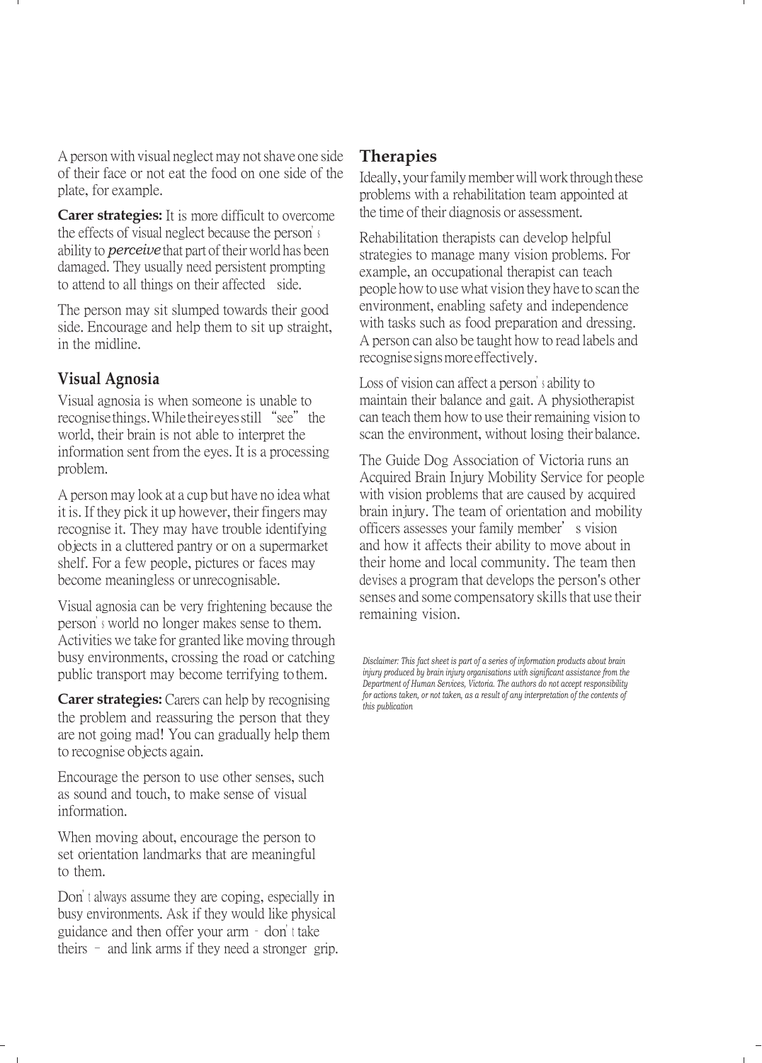A person with visual neglect may not shave one side of their face or not eat the food on one side of the plate, for example.

**Carer strategies:** It is more difficult to overcome the effects of visual neglect because the person's ability to *perceive* that part of their world has been damaged. They usually need persistent prompting to attend to all things on their affected side.

The person may sit slumped towards their good side. Encourage and help them to sit up straight, in the midline.

### Visual Agnosia

Visual agnosia is when someone is unable to recognise things. While their eyes still "see" the world, their brain is not able to interpret the information sent from the eyes. It is a processing problem.

A person may look at a cup but have no idea what it is. If they pick it up however, their fingers may recognise it. They may have trouble identifying objects in a cluttered pantry or on a supermarket shelf. For a few people, pictures or faces may become meaningless or unrecognisable.

Visual agnosia can be very frightening because the person's world no longer makes sense to them. Activities we take for granted like moving through busy environments, crossing the road or catching public transport may become terrifying to them.

**Carer strategies:** Carers can help by recognising the problem and reassuring the person that they are not going mad! You can gradually help them to recognise objects again.

Encourage the person to use other senses, such as sound and touch, to make sense of visual information.

When moving about, encourage the person to set orientation landmarks that are meaningful to them.

Don't always assume they are coping, especially in busy environments. Ask if they would like physical guidance and then offer your arm - don't take theirs – and link arms if they need a stronger grip.

## Therapies

Ideally, your family member will work through these problems with a rehabilitation team appointed at the time of their diagnosis or assessment.

Rehabilitation therapists can develop helpful strategies to manage many vision problems. For example, an occupational therapist can teach people how to use what vision they have to scan the environment, enabling safety and independence with tasks such as food preparation and dressing. A person can also be taught how to read labels and recognise signs more effectively.

Loss of vision can affect a person's ability to maintain their balance and gait. A physiotherapist can teach them how to use their remaining vision to scan the environment, without losing their balance.

The Guide Dog Association of Victoria runs an Acquired Brain Injury Mobility Service for people with vision problems that are caused by acquired brain injury. The team of orientation and mobility officers assesses your family member's vision and how it affects their ability to move about in their home and local community. The team then devises a program that develops the person's other senses and some compensatory skills that use their remaining vision.

*Disclaimer: This fact sheet is part of a series of information products about brain injury produced by brain injury organisations with significant assistance from the Department of Human Services, Victoria. The authors do not accept responsibility for actions taken, or not taken, as a result of any interpretation of the contents of this publication*